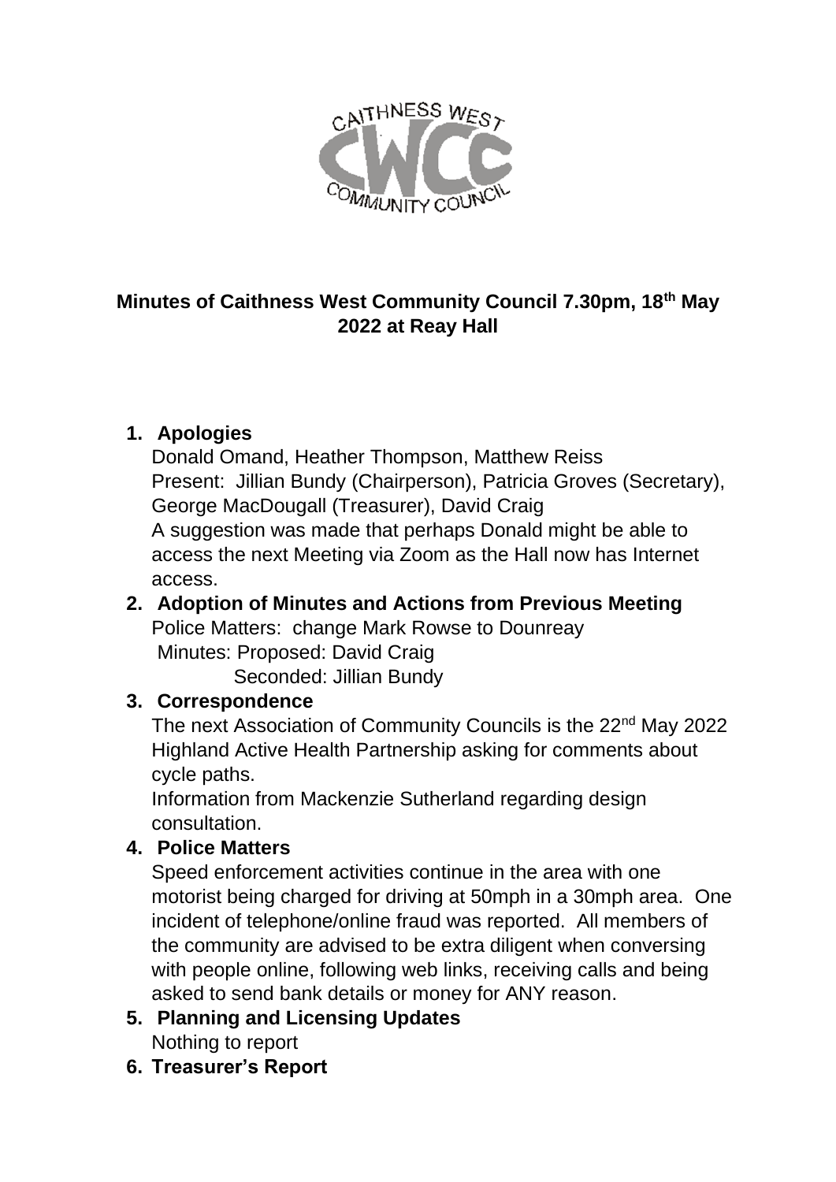# Minutes of Caithness West Community Council 7.30pm, 18th May 2022 at Reay Hall

1. **Apologies**

   Donald Omand, Heather Thompson, Matthew Reiss

   Present: Jillian Bundy (Chairperson), Patricia Groves (Secretary), George MacDougall (Treasurer), David Craig

   A suggestion was made that perhaps Donald might be able to access the next Meeting via Zoom as the Hall now has Internet access.

2. **Adoption of Minutes and Actions from Previous Meeting**

   Police Matters: change Mark Rowse to Dounreay

   Minutes: Proposed: David Craig

   Seconded: Jillian Bundy

3. **Correspondence**

   The next Association of Community Councils is the 22nd May 2022

   Highland Active Health Partnership asking for comments about cycle paths.

   Information from Mackenzie Sutherland regarding design consultation.

4. **Police Matters**

   Speed enforcement activities continue in the area with one motorist being charged for driving at 50mph in a 30mph area. One incident of telephone/online fraud was reported. All members of the community are advised to be extra diligent when conversing with people online, following web links, receiving calls and being asked to send bank details or money for ANY reason.

5. **Planning and Licensing Updates**

   Nothing to report

6. **Treasurer's Report**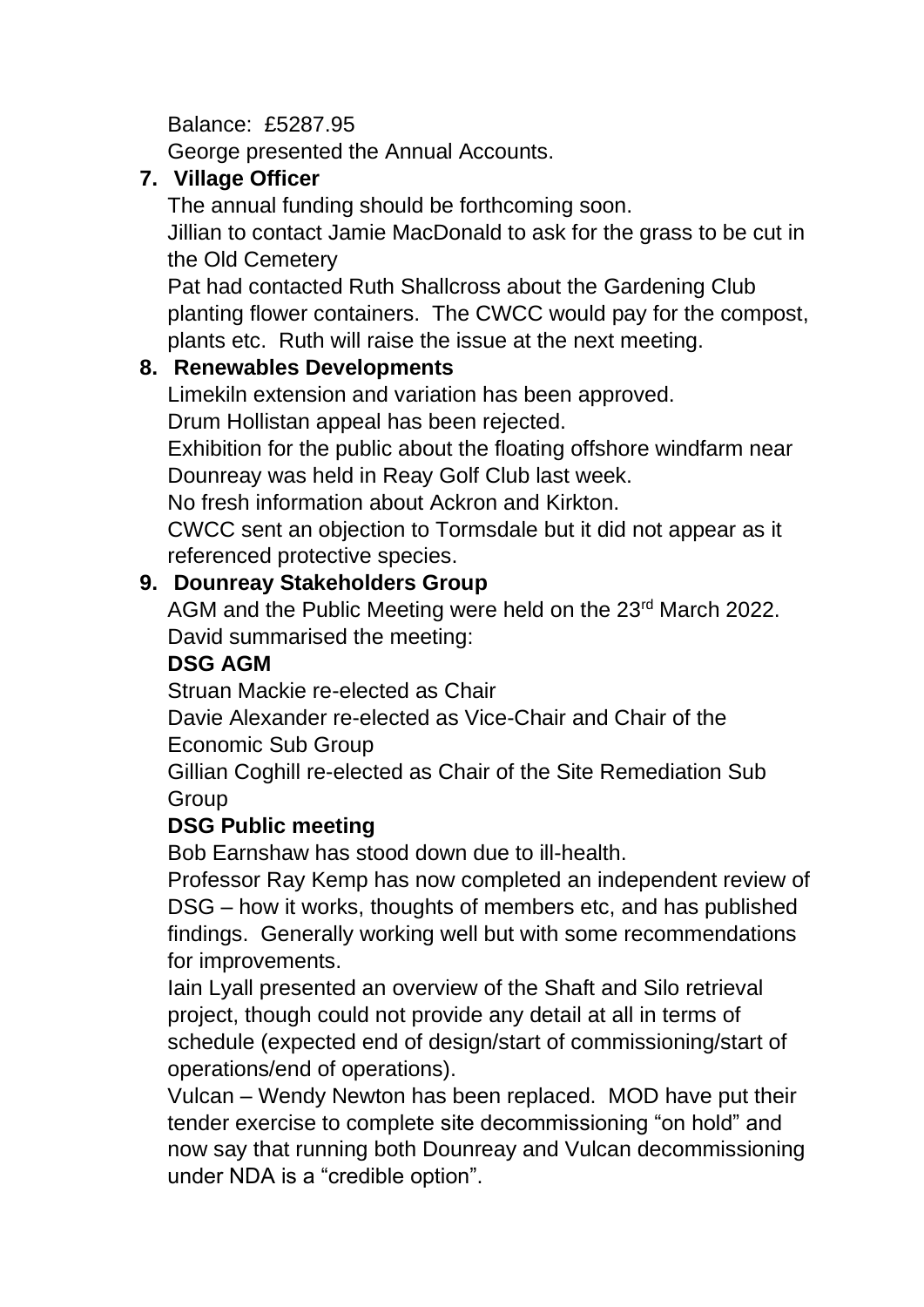Balance: £5287.95

George presented the Annual Accounts.

**7. Village Officer**

The annual funding should be forthcoming soon.

Jillian to contact Jamie MacDonald to ask for the grass to be cut in the Old Cemetery

Pat had contacted Ruth Shallcross about the Gardening Club planting flower containers. The CWCC would pay for the compost, plants etc. Ruth will raise the issue at the next meeting.

**8. Renewables Developments**

Limekiln extension and variation has been approved.

Drum Hollistan appeal has been rejected.

Exhibition for the public about the floating offshore windfarm near Dounreay was held in Reay Golf Club last week.

No fresh information about Ackron and Kirkton.

CWCC sent an objection to Tormsdale but it did not appear as it referenced protective species.

**9. Dounreay Stakeholders Group**

AGM and the Public Meeting were held on the 23rd March 2022. David summarised the meeting:

**DSG AGM**

Struan Mackie re-elected as Chair

Davie Alexander re-elected as Vice-Chair and Chair of the Economic Sub Group

Gillian Coghill re-elected as Chair of the Site Remediation Sub Group

**DSG Public meeting**

Bob Earnshaw has stood down due to ill-health.

Professor Ray Kemp has now completed an independent review of DSG – how it works, thoughts of members etc, and has published findings. Generally working well but with some recommendations for improvements.

Iain Lyall presented an overview of the Shaft and Silo retrieval project, though could not provide any detail at all in terms of schedule (expected end of design/start of commissioning/start of operations/end of operations).

Vulcan – Wendy Newton has been replaced. MOD have put their tender exercise to complete site decommissioning "on hold" and now say that running both Dounreay and Vulcan decommissioning under NDA is a "credible option".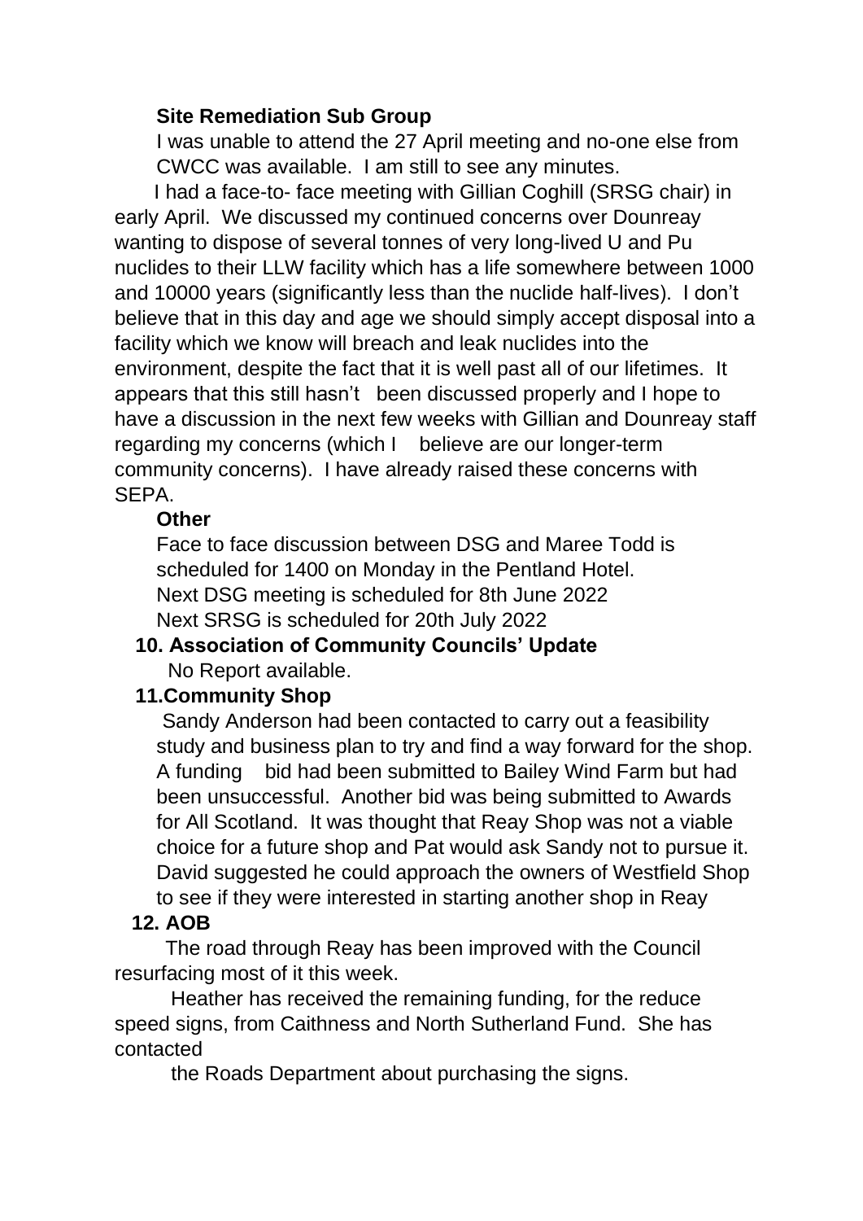**Site Remediation Sub Group**

I was unable to attend the 27 April meeting and no-one else from CWCC was available. I am still to see any minutes.

I had a face-to- face meeting with Gillian Coghill (SRSG chair) in early April. We discussed my continued concerns over Dounreay wanting to dispose of several tonnes of very long-lived U and Pu nuclides to their LLW facility which has a life somewhere between 1000 and 10000 years (significantly less than the nuclide half-lives). I don't believe that in this day and age we should simply accept disposal into a facility which we know will breach and leak nuclides into the environment, despite the fact that it is well past all of our lifetimes. It appears that this still hasn't been discussed properly and I hope to have a discussion in the next few weeks with Gillian and Dounreay staff regarding my concerns (which I believe are our longer-term community concerns). I have already raised these concerns with SEPA.

**Other**

Face to face discussion between DSG and Maree Todd is scheduled for 1400 on Monday in the Pentland Hotel.
Next DSG meeting is scheduled for 8th June 2022
Next SRSG is scheduled for 20th July 2022

**10. Association of Community Councils' Update**

No Report available.

**11. Community Shop**

Sandy Anderson had been contacted to carry out a feasibility study and business plan to try and find a way forward for the shop. A funding bid had been submitted to Bailey Wind Farm but had been unsuccessful. Another bid was being submitted to Awards for All Scotland. It was thought that Reay Shop was not a viable choice for a future shop and Pat would ask Sandy not to pursue it. David suggested he could approach the owners of Westfield Shop to see if they were interested in starting another shop in Reay

**12. AOB**

The road through Reay has been improved with the Council resurfacing most of it this week.

Heather has received the remaining funding, for the reduce speed signs, from Caithness and North Sutherland Fund. She has contacted the Roads Department about purchasing the signs.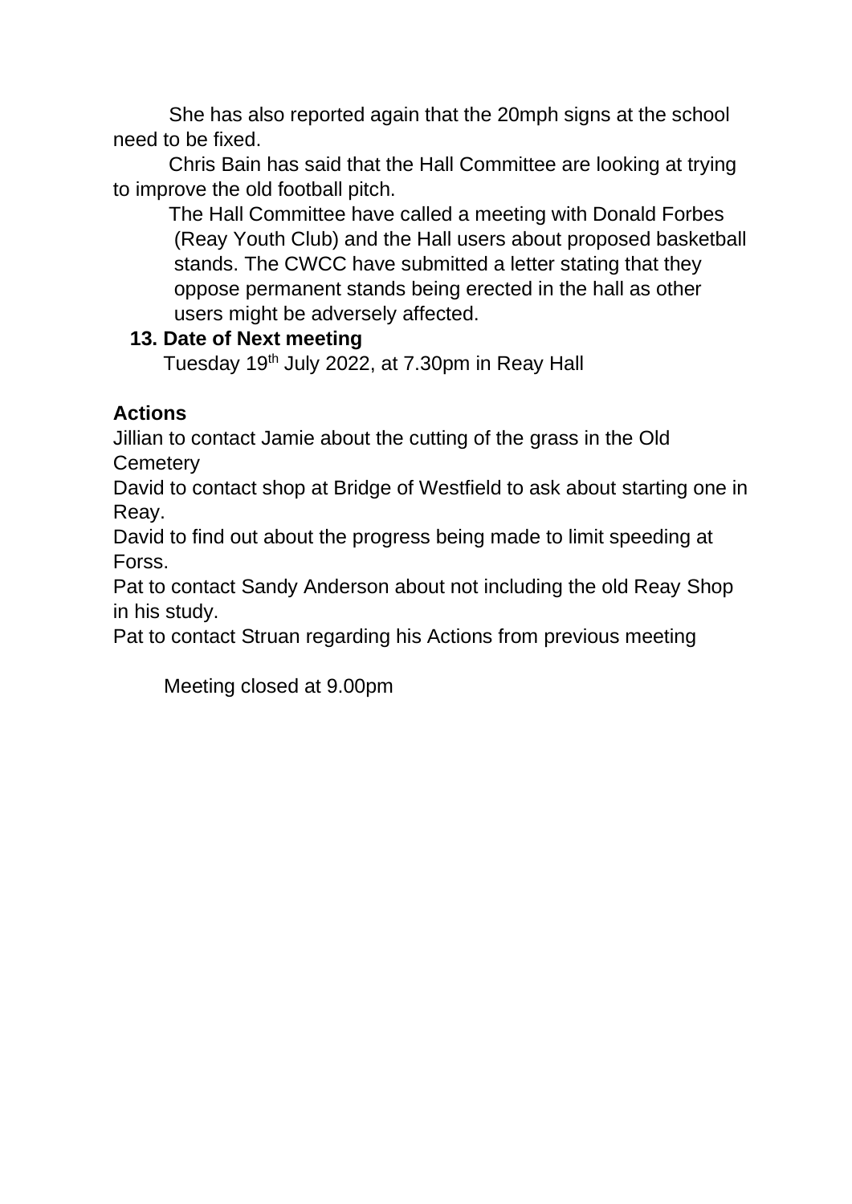She has also reported again that the 20mph signs at the school need to be fixed.

Chris Bain has said that the Hall Committee are looking at trying to improve the old football pitch.

The Hall Committee have called a meeting with Donald Forbes (Reay Youth Club) and the Hall users about proposed basketball stands. The CWCC have submitted a letter stating that they oppose permanent stands being erected in the hall as other users might be adversely affected.

**13. Date of Next meeting**

Tuesday 19th July 2022, at 7.30pm in Reay Hall

**Actions**

Jillian to contact Jamie about the cutting of the grass in the Old Cemetery

David to contact shop at Bridge of Westfield to ask about starting one in Reay.

David to find out about the progress being made to limit speeding at Forss.

Pat to contact Sandy Anderson about not including the old Reay Shop in his study.

Pat to contact Struan regarding his Actions from previous meeting

Meeting closed at 9.00pm